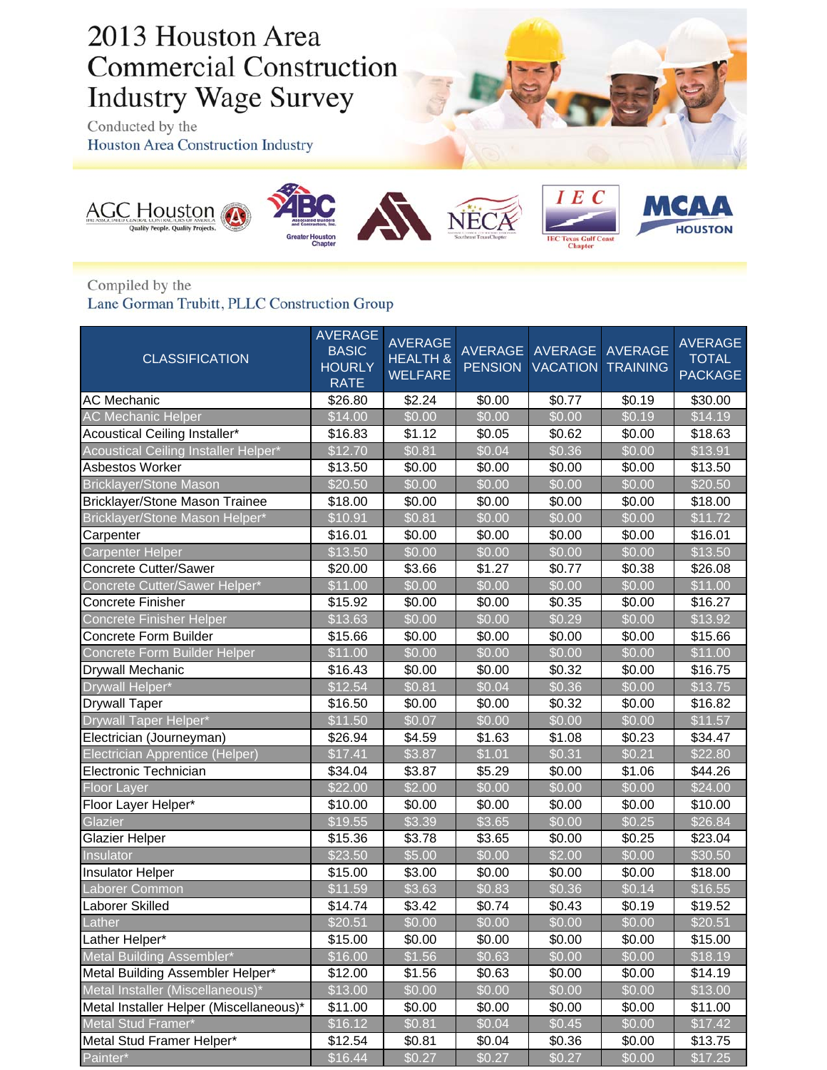# 2013 Houston Area Commercial Construction Industry Wage Survey

Conducted by the
Houston Area Construction Industry

AGC Houston — ABC Greater Houston Chapter — NECA Southeast Texas Chapter — IEC Texas Gulf Coast Chapter — MCAA Houston

Compiled by the
Lane Gorman Trubitt, PLLC Construction Group

| CLASSIFICATION | AVERAGE BASIC HOURLY RATE | AVERAGE HEALTH & WELFARE | AVERAGE PENSION | AVERAGE VACATION | AVERAGE TRAINING | AVERAGE TOTAL PACKAGE |
|---|---|---|---|---|---|---|
| AC Mechanic | $26.80 | $2.24 | $0.00 | $0.77 | $0.19 | $30.00 |
| AC Mechanic Helper | $14.00 | $0.00 | $0.00 | $0.00 | $0.19 | $14.19 |
| Acoustical Ceiling Installer* | $16.83 | $1.12 | $0.05 | $0.62 | $0.00 | $18.63 |
| Acoustical Ceiling Installer Helper* | $12.70 | $0.81 | $0.04 | $0.36 | $0.00 | $13.91 |
| Asbestos Worker | $13.50 | $0.00 | $0.00 | $0.00 | $0.00 | $13.50 |
| Bricklayer/Stone Mason | $20.50 | $0.00 | $0.00 | $0.00 | $0.00 | $20.50 |
| Bricklayer/Stone Mason Trainee | $18.00 | $0.00 | $0.00 | $0.00 | $0.00 | $18.00 |
| Bricklayer/Stone Mason Helper* | $10.91 | $0.81 | $0.00 | $0.00 | $0.00 | $11.72 |
| Carpenter | $16.01 | $0.00 | $0.00 | $0.00 | $0.00 | $16.01 |
| Carpenter Helper | $13.50 | $0.00 | $0.00 | $0.00 | $0.00 | $13.50 |
| Concrete Cutter/Sawer | $20.00 | $3.66 | $1.27 | $0.77 | $0.38 | $26.08 |
| Concrete Cutter/Sawer Helper* | $11.00 | $0.00 | $0.00 | $0.00 | $0.00 | $11.00 |
| Concrete Finisher | $15.92 | $0.00 | $0.00 | $0.35 | $0.00 | $16.27 |
| Concrete Finisher Helper | $13.63 | $0.00 | $0.00 | $0.29 | $0.00 | $13.92 |
| Concrete Form Builder | $15.66 | $0.00 | $0.00 | $0.00 | $0.00 | $15.66 |
| Concrete Form Builder Helper | $11.00 | $0.00 | $0.00 | $0.00 | $0.00 | $11.00 |
| Drywall Mechanic | $16.43 | $0.00 | $0.00 | $0.32 | $0.00 | $16.75 |
| Drywall Helper* | $12.54 | $0.81 | $0.04 | $0.36 | $0.00 | $13.75 |
| Drywall Taper | $16.50 | $0.00 | $0.00 | $0.32 | $0.00 | $16.82 |
| Drywall Taper Helper* | $11.50 | $0.07 | $0.00 | $0.00 | $0.00 | $11.57 |
| Electrician (Journeyman) | $26.94 | $4.59 | $1.63 | $1.08 | $0.23 | $34.47 |
| Electrician Apprentice (Helper) | $17.41 | $3.87 | $1.01 | $0.31 | $0.21 | $22.80 |
| Electronic Technician | $34.04 | $3.87 | $5.29 | $0.00 | $1.06 | $44.26 |
| Floor Layer | $22.00 | $2.00 | $0.00 | $0.00 | $0.00 | $24.00 |
| Floor Layer Helper* | $10.00 | $0.00 | $0.00 | $0.00 | $0.00 | $10.00 |
| Glazier | $19.55 | $3.39 | $3.65 | $0.00 | $0.25 | $26.84 |
| Glazier Helper | $15.36 | $3.78 | $3.65 | $0.00 | $0.25 | $23.04 |
| Insulator | $23.50 | $5.00 | $0.00 | $2.00 | $0.00 | $30.50 |
| Insulator Helper | $15.00 | $3.00 | $0.00 | $0.00 | $0.00 | $18.00 |
| Laborer Common | $11.59 | $3.63 | $0.83 | $0.36 | $0.14 | $16.55 |
| Laborer Skilled | $14.74 | $3.42 | $0.74 | $0.43 | $0.19 | $19.52 |
| Lather | $20.51 | $0.00 | $0.00 | $0.00 | $0.00 | $20.51 |
| Lather Helper* | $15.00 | $0.00 | $0.00 | $0.00 | $0.00 | $15.00 |
| Metal Building Assembler* | $16.00 | $1.56 | $0.63 | $0.00 | $0.00 | $18.19 |
| Metal Building Assembler Helper* | $12.00 | $1.56 | $0.63 | $0.00 | $0.00 | $14.19 |
| Metal Installer (Miscellaneous)* | $13.00 | $0.00 | $0.00 | $0.00 | $0.00 | $13.00 |
| Metal Installer Helper (Miscellaneous)* | $11.00 | $0.00 | $0.00 | $0.00 | $0.00 | $11.00 |
| Metal Stud Framer* | $16.12 | $0.81 | $0.04 | $0.45 | $0.00 | $17.42 |
| Metal Stud Framer Helper* | $12.54 | $0.81 | $0.04 | $0.36 | $0.00 | $13.75 |
| Painter* | $16.44 | $0.27 | $0.27 | $0.27 | $0.00 | $17.25 |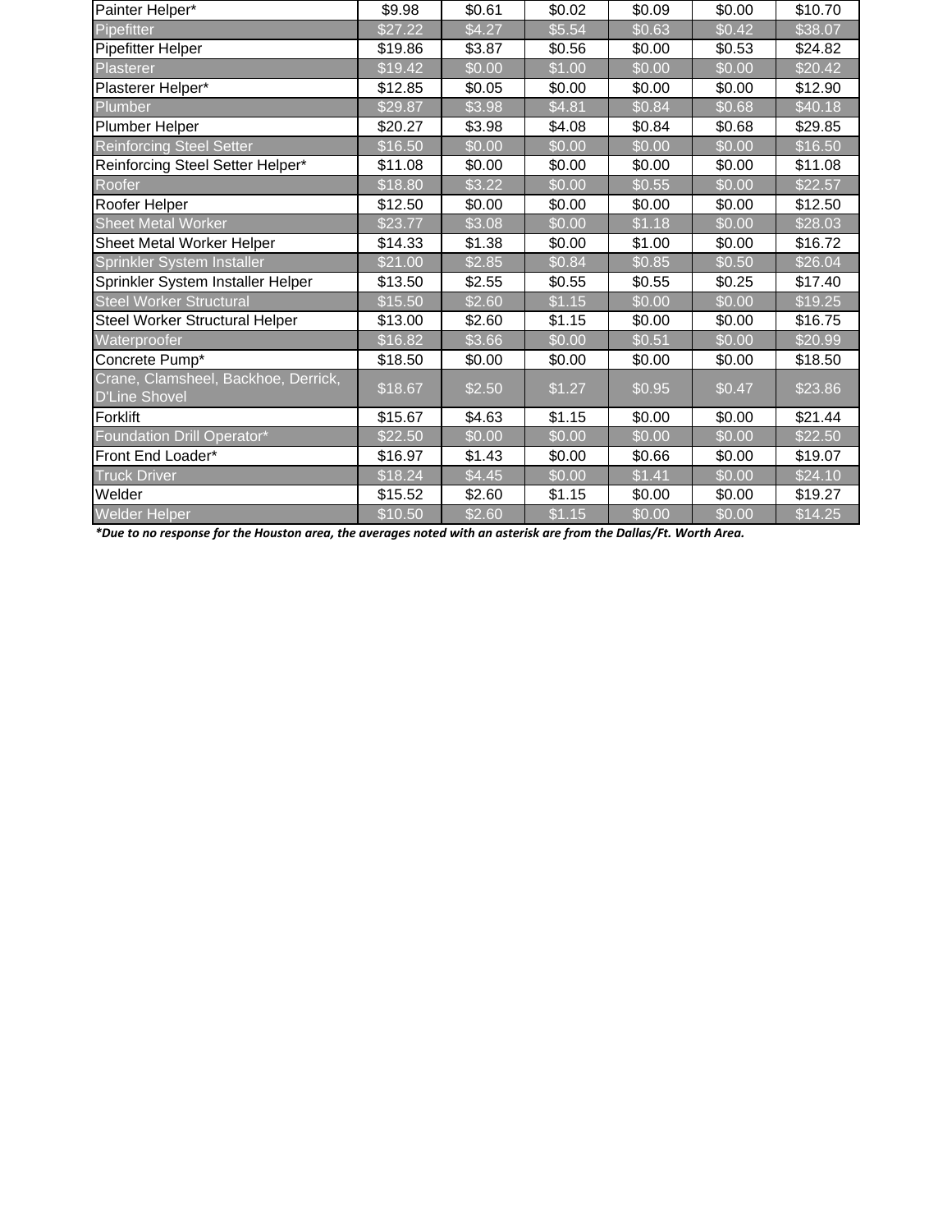| | | | | | | |
|---|---|---|---|---|---|---|
| Painter Helper* | $9.98 | $0.61 | $0.02 | $0.09 | $0.00 | $10.70 |
| Pipefitter | $27.22 | $4.27 | $5.54 | $0.63 | $0.42 | $38.07 |
| Pipefitter Helper | $19.86 | $3.87 | $0.56 | $0.00 | $0.53 | $24.82 |
| Plasterer | $19.42 | $0.00 | $1.00 | $0.00 | $0.00 | $20.42 |
| Plasterer Helper* | $12.85 | $0.05 | $0.00 | $0.00 | $0.00 | $12.90 |
| Plumber | $29.87 | $3.98 | $4.81 | $0.84 | $0.68 | $40.18 |
| Plumber Helper | $20.27 | $3.98 | $4.08 | $0.84 | $0.68 | $29.85 |
| Reinforcing Steel Setter | $16.50 | $0.00 | $0.00 | $0.00 | $0.00 | $16.50 |
| Reinforcing Steel Setter Helper* | $11.08 | $0.00 | $0.00 | $0.00 | $0.00 | $11.08 |
| Roofer | $18.80 | $3.22 | $0.00 | $0.55 | $0.00 | $22.57 |
| Roofer Helper | $12.50 | $0.00 | $0.00 | $0.00 | $0.00 | $12.50 |
| Sheet Metal Worker | $23.77 | $3.08 | $0.00 | $1.18 | $0.00 | $28.03 |
| Sheet Metal Worker Helper | $14.33 | $1.38 | $0.00 | $1.00 | $0.00 | $16.72 |
| Sprinkler System Installer | $21.00 | $2.85 | $0.84 | $0.85 | $0.50 | $26.04 |
| Sprinkler System Installer Helper | $13.50 | $2.55 | $0.55 | $0.55 | $0.25 | $17.40 |
| Steel Worker Structural | $15.50 | $2.60 | $1.15 | $0.00 | $0.00 | $19.25 |
| Steel Worker Structural Helper | $13.00 | $2.60 | $1.15 | $0.00 | $0.00 | $16.75 |
| Waterproofer | $16.82 | $3.66 | $0.00 | $0.51 | $0.00 | $20.99 |
| Concrete Pump* | $18.50 | $0.00 | $0.00 | $0.00 | $0.00 | $18.50 |
| Crane, Clamsheel, Backhoe, Derrick, D'Line Shovel | $18.67 | $2.50 | $1.27 | $0.95 | $0.47 | $23.86 |
| Forklift | $15.67 | $4.63 | $1.15 | $0.00 | $0.00 | $21.44 |
| Foundation Drill Operator* | $22.50 | $0.00 | $0.00 | $0.00 | $0.00 | $22.50 |
| Front End Loader* | $16.97 | $1.43 | $0.00 | $0.66 | $0.00 | $19.07 |
| Truck Driver | $18.24 | $4.45 | $0.00 | $1.41 | $0.00 | $24.10 |
| Welder | $15.52 | $2.60 | $1.15 | $0.00 | $0.00 | $19.27 |
| Welder Helper | $10.50 | $2.60 | $1.15 | $0.00 | $0.00 | $14.25 |

***Due to no response for the Houston area, the averages noted with an asterisk are from the Dallas/Ft. Worth Area.***